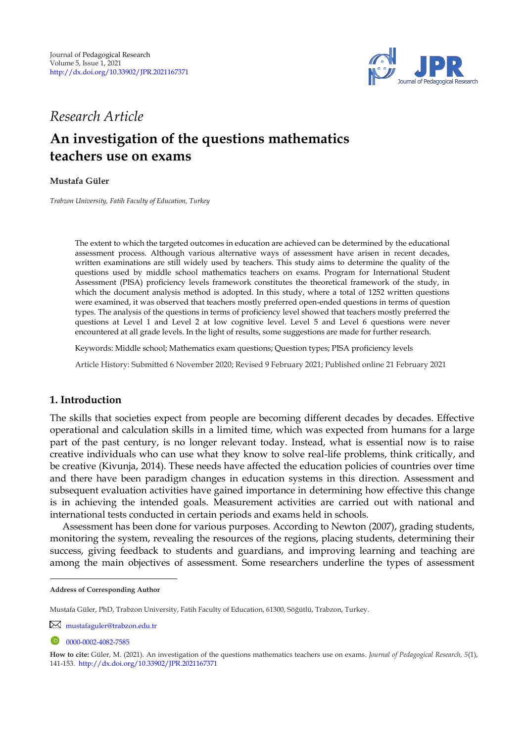Journal of Pedagogical Research
Volume 5, Issue 1, 2021
http://dx.doi.org/10.33902/JPR.2021167371

*Research Article*

# An investigation of the questions mathematics teachers use on exams

**Mustafa Güler**

*Trabzon University, Fatih Faculty of Education, Turkey*

The extent to which the targeted outcomes in education are achieved can be determined by the educational assessment process. Although various alternative ways of assessment have arisen in recent decades, written examinations are still widely used by teachers. This study aims to determine the quality of the questions used by middle school mathematics teachers on exams. Program for International Student Assessment (PISA) proficiency levels framework constitutes the theoretical framework of the study, in which the document analysis method is adopted. In this study, where a total of 1252 written questions were examined, it was observed that teachers mostly preferred open-ended questions in terms of question types. The analysis of the questions in terms of proficiency level showed that teachers mostly preferred the questions at Level 1 and Level 2 at low cognitive level. Level 5 and Level 6 questions were never encountered at all grade levels. In the light of results, some suggestions are made for further research.

Keywords: Middle school; Mathematics exam questions; Question types; PISA proficiency levels

Article History: Submitted 6 November 2020; Revised 9 February 2021; Published online 21 February 2021

## 1. Introduction

The skills that societies expect from people are becoming different decades by decades. Effective operational and calculation skills in a limited time, which was expected from humans for a large part of the past century, is no longer relevant today. Instead, what is essential now is to raise creative individuals who can use what they know to solve real-life problems, think critically, and be creative (Kivunja, 2014). These needs have affected the education policies of countries over time and there have been paradigm changes in education systems in this direction. Assessment and subsequent evaluation activities have gained importance in determining how effective this change is in achieving the intended goals. Measurement activities are carried out with national and international tests conducted in certain periods and exams held in schools.

Assessment has been done for various purposes. According to Newton (2007), grading students, monitoring the system, revealing the resources of the regions, placing students, determining their success, giving feedback to students and guardians, and improving learning and teaching are among the main objectives of assessment. Some researchers underline the types of assessment

---

**Address of Corresponding Author**

Mustafa Güler, PhD, Trabzon University, Fatih Faculty of Education, 61300, Söğütlü, Trabzon, Turkey.

mustafaguler@trabzon.edu.tr

0000-0002-4082-7585

**How to cite:** Güler, M. (2021). An investigation of the questions mathematics teachers use on exams. *Journal of Pedagogical Research, 5*(1), 141-153. http://dx.doi.org/10.33902/JPR.2021167371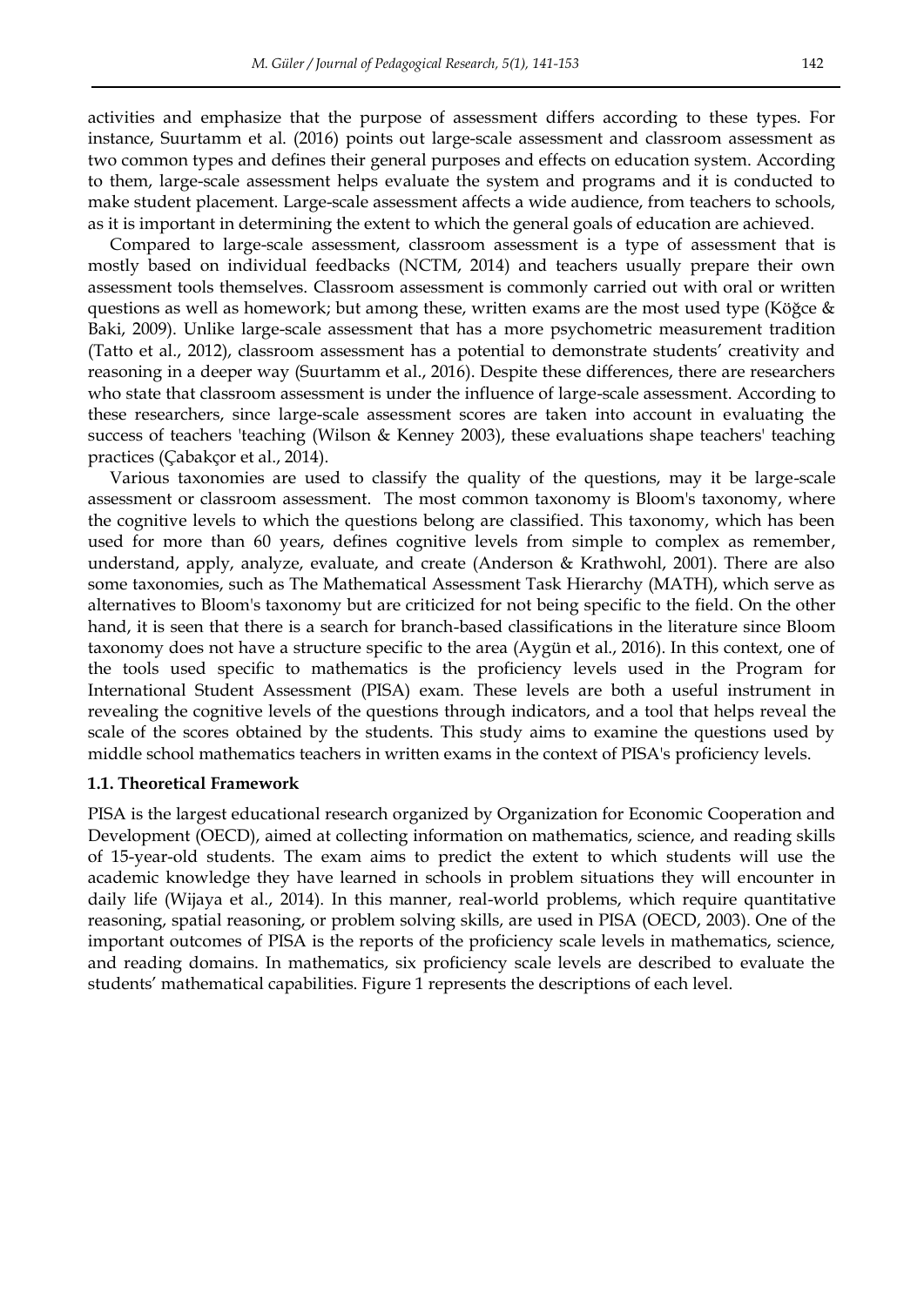activities and emphasize that the purpose of assessment differs according to these types. For instance, Suurtamm et al. (2016) points out large-scale assessment and classroom assessment as two common types and defines their general purposes and effects on education system. According to them, large-scale assessment helps evaluate the system and programs and it is conducted to make student placement. Large-scale assessment affects a wide audience, from teachers to schools, as it is important in determining the extent to which the general goals of education are achieved.

Compared to large-scale assessment, classroom assessment is a type of assessment that is mostly based on individual feedbacks (NCTM, 2014) and teachers usually prepare their own assessment tools themselves. Classroom assessment is commonly carried out with oral or written questions as well as homework; but among these, written exams are the most used type (Köğce & Baki, 2009). Unlike large-scale assessment that has a more psychometric measurement tradition (Tatto et al., 2012), classroom assessment has a potential to demonstrate students' creativity and reasoning in a deeper way (Suurtamm et al., 2016). Despite these differences, there are researchers who state that classroom assessment is under the influence of large-scale assessment. According to these researchers, since large-scale assessment scores are taken into account in evaluating the success of teachers 'teaching (Wilson & Kenney 2003), these evaluations shape teachers' teaching practices (Çabakçor et al., 2014).

Various taxonomies are used to classify the quality of the questions, may it be large-scale assessment or classroom assessment. The most common taxonomy is Bloom's taxonomy, where the cognitive levels to which the questions belong are classified. This taxonomy, which has been used for more than 60 years, defines cognitive levels from simple to complex as remember, understand, apply, analyze, evaluate, and create (Anderson & Krathwohl, 2001). There are also some taxonomies, such as The Mathematical Assessment Task Hierarchy (MATH), which serve as alternatives to Bloom's taxonomy but are criticized for not being specific to the field. On the other hand, it is seen that there is a search for branch-based classifications in the literature since Bloom taxonomy does not have a structure specific to the area (Aygün et al., 2016). In this context, one of the tools used specific to mathematics is the proficiency levels used in the Program for International Student Assessment (PISA) exam. These levels are both a useful instrument in revealing the cognitive levels of the questions through indicators, and a tool that helps reveal the scale of the scores obtained by the students. This study aims to examine the questions used by middle school mathematics teachers in written exams in the context of PISA's proficiency levels.

### 1.1. Theoretical Framework

PISA is the largest educational research organized by Organization for Economic Cooperation and Development (OECD), aimed at collecting information on mathematics, science, and reading skills of 15-year-old students. The exam aims to predict the extent to which students will use the academic knowledge they have learned in schools in problem situations they will encounter in daily life (Wijaya et al., 2014). In this manner, real-world problems, which require quantitative reasoning, spatial reasoning, or problem solving skills, are used in PISA (OECD, 2003). One of the important outcomes of PISA is the reports of the proficiency scale levels in mathematics, science, and reading domains. In mathematics, six proficiency scale levels are described to evaluate the students' mathematical capabilities. Figure 1 represents the descriptions of each level.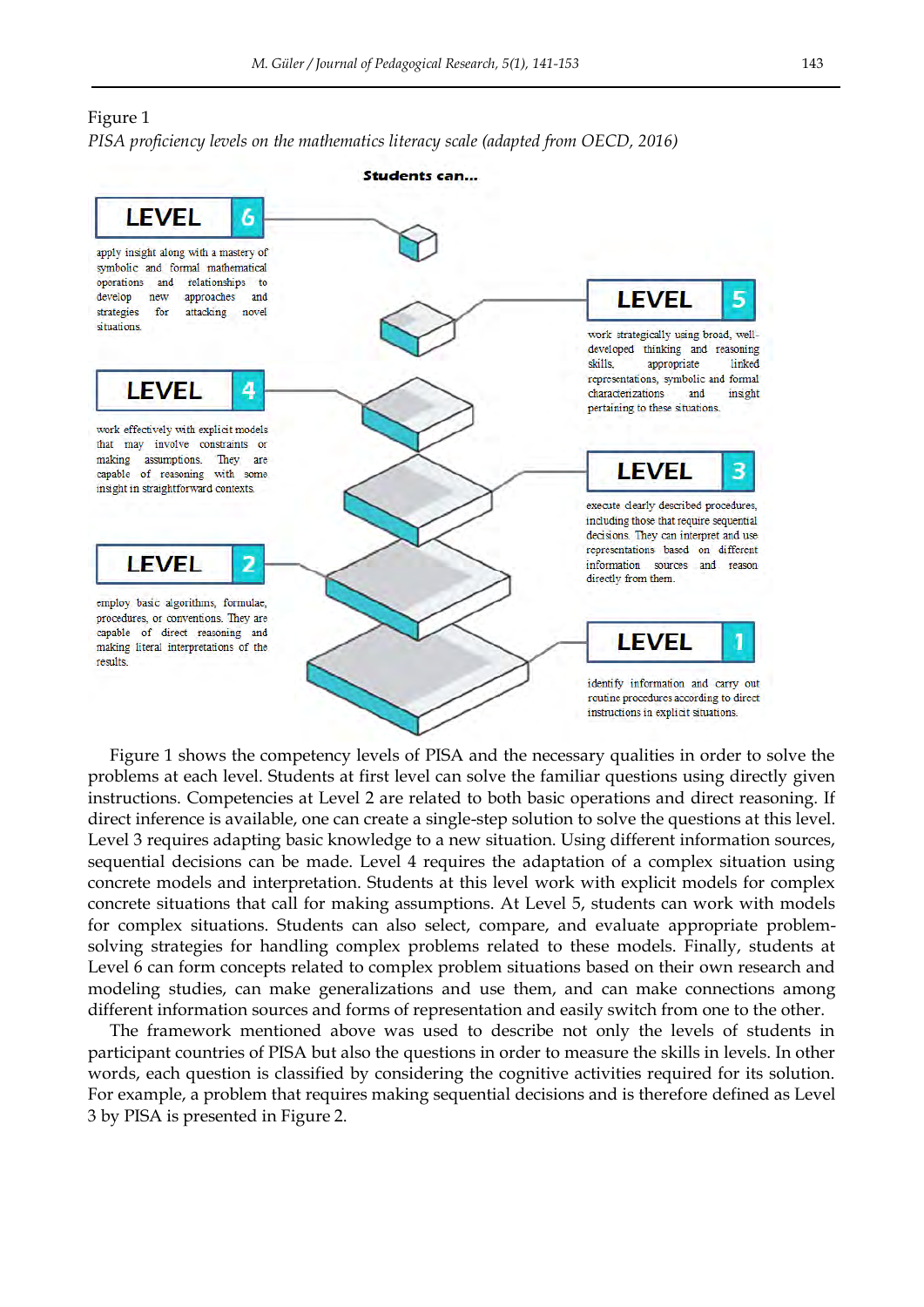Figure 1

*PISA proficiency levels on the mathematics literacy scale (adapted from OECD, 2016)*

**Students can...**

**LEVEL 6**

apply insight along with a mastery of symbolic and formal mathematical operations and relationships to develop new approaches and strategies for attacking novel situations.

**LEVEL 5**

work strategically using broad, well-developed thinking and reasoning skills, appropriate linked representations, symbolic and formal characterizations and insight pertaining to these situations.

**LEVEL 4**

work effectively with explicit models that may involve constraints or making assumptions. They are capable of reasoning with some insight in straightforward contexts.

**LEVEL 3**

execute clearly described procedures, including those that require sequential decisions. They can interpret and use representations based on different information sources and reason directly from them.

**LEVEL 2**

employ basic algorithms, formulae, procedures, or conventions. They are capable of direct reasoning and making literal interpretations of the results.

**LEVEL 1**

identify information and carry out routine procedures according to direct instructions in explicit situations.

Figure 1 shows the competency levels of PISA and the necessary qualities in order to solve the problems at each level. Students at first level can solve the familiar questions using directly given instructions. Competencies at Level 2 are related to both basic operations and direct reasoning. If direct inference is available, one can create a single-step solution to solve the questions at this level. Level 3 requires adapting basic knowledge to a new situation. Using different information sources, sequential decisions can be made. Level 4 requires the adaptation of a complex situation using concrete models and interpretation. Students at this level work with explicit models for complex concrete situations that call for making assumptions. At Level 5, students can work with models for complex situations. Students can also select, compare, and evaluate appropriate problem-solving strategies for handling complex problems related to these models. Finally, students at Level 6 can form concepts related to complex problem situations based on their own research and modeling studies, can make generalizations and use them, and can make connections among different information sources and forms of representation and easily switch from one to the other.

The framework mentioned above was used to describe not only the levels of students in participant countries of PISA but also the questions in order to measure the skills in levels. In other words, each question is classified by considering the cognitive activities required for its solution. For example, a problem that requires making sequential decisions and is therefore defined as Level 3 by PISA is presented in Figure 2.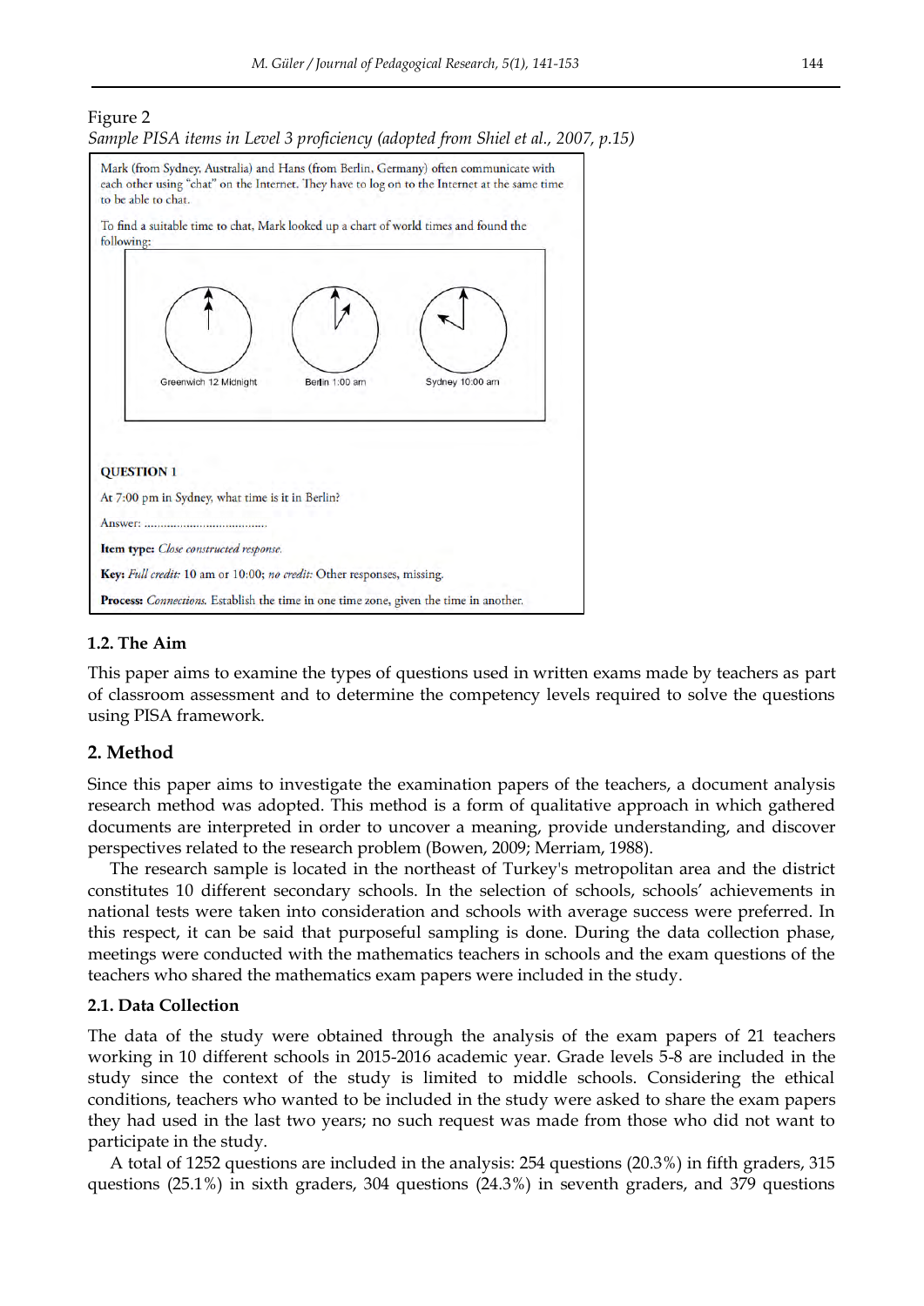Figure 2

*Sample PISA items in Level 3 proficiency (adopted from Shiel et al., 2007, p.15)*

Mark (from Sydney, Australia) and Hans (from Berlin, Germany) often communicate with each other using "chat" on the Internet. They have to log on to the Internet at the same time to be able to chat.

To find a suitable time to chat, Mark looked up a chart of world times and found the following:

Greenwich 12 Midnight    Berlin 1:00 am    Sydney 10:00 am

**QUESTION 1**

At 7:00 pm in Sydney, what time is it in Berlin?

Answer: .....................................

**Item type:** *Close constructed response.*

**Key:** *Full credit:* 10 am or 10:00; *no credit:* Other responses, missing.

**Process:** *Connections.* Establish the time in one time zone, given the time in another.

### 1.2. The Aim

This paper aims to examine the types of questions used in written exams made by teachers as part of classroom assessment and to determine the competency levels required to solve the questions using PISA framework.

## 2. Method

Since this paper aims to investigate the examination papers of the teachers, a document analysis research method was adopted. This method is a form of qualitative approach in which gathered documents are interpreted in order to uncover a meaning, provide understanding, and discover perspectives related to the research problem (Bowen, 2009; Merriam, 1988).

The research sample is located in the northeast of Turkey's metropolitan area and the district constitutes 10 different secondary schools. In the selection of schools, schools' achievements in national tests were taken into consideration and schools with average success were preferred. In this respect, it can be said that purposeful sampling is done. During the data collection phase, meetings were conducted with the mathematics teachers in schools and the exam questions of the teachers who shared the mathematics exam papers were included in the study.

### 2.1. Data Collection

The data of the study were obtained through the analysis of the exam papers of 21 teachers working in 10 different schools in 2015-2016 academic year. Grade levels 5-8 are included in the study since the context of the study is limited to middle schools. Considering the ethical conditions, teachers who wanted to be included in the study were asked to share the exam papers they had used in the last two years; no such request was made from those who did not want to participate in the study.

A total of 1252 questions are included in the analysis: 254 questions (20.3%) in fifth graders, 315 questions (25.1%) in sixth graders, 304 questions (24.3%) in seventh graders, and 379 questions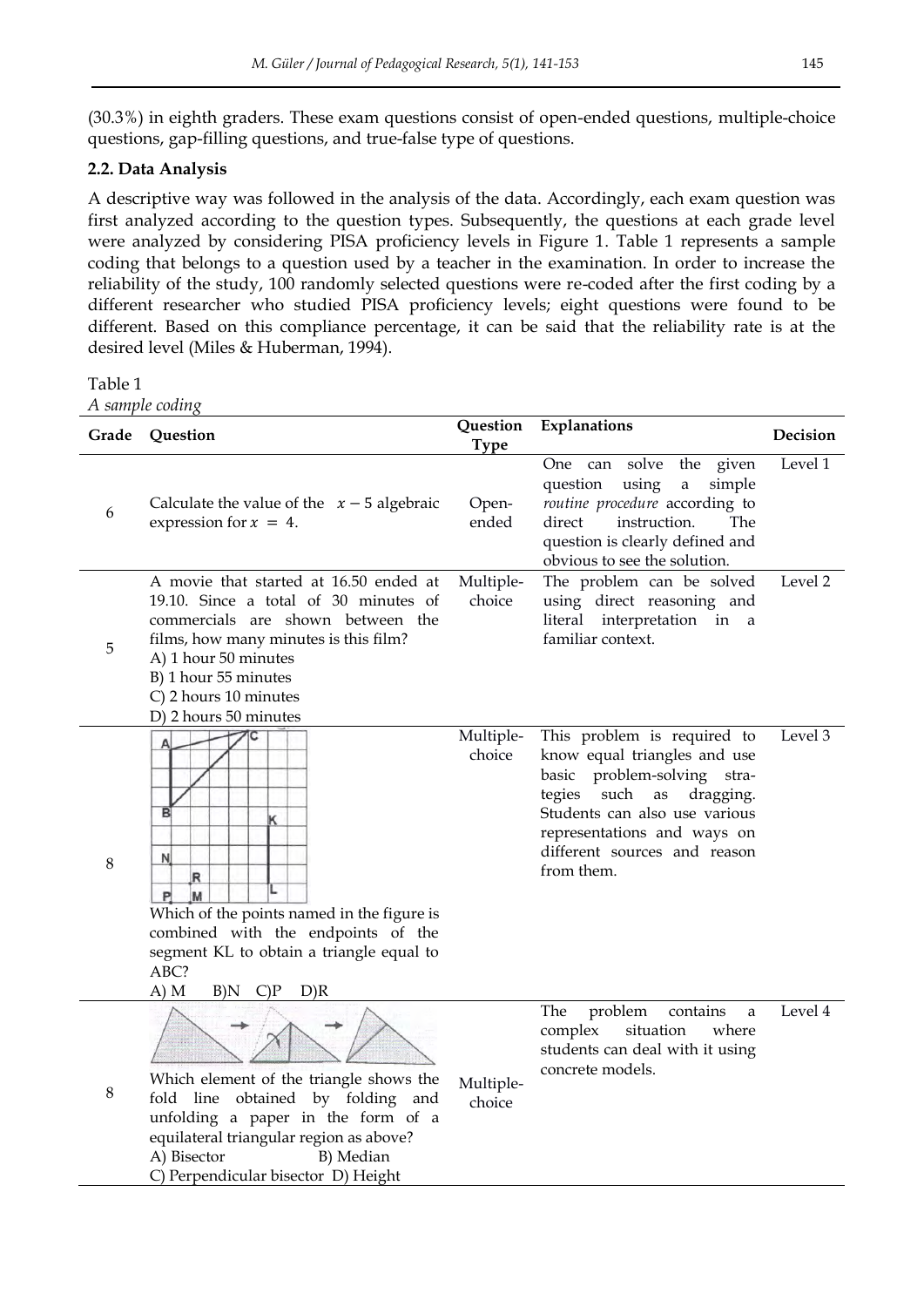(30.3%) in eighth graders. These exam questions consist of open-ended questions, multiple-choice questions, gap-filling questions, and true-false type of questions.

### 2.2. Data Analysis

A descriptive way was followed in the analysis of the data. Accordingly, each exam question was first analyzed according to the question types. Subsequently, the questions at each grade level were analyzed by considering PISA proficiency levels in Figure 1. Table 1 represents a sample coding that belongs to a question used by a teacher in the examination. In order to increase the reliability of the study, 100 randomly selected questions were re-coded after the first coding by a different researcher who studied PISA proficiency levels; eight questions were found to be different. Based on this compliance percentage, it can be said that the reliability rate is at the desired level (Miles & Huberman, 1994).

Table 1
*A sample coding*

| Grade | Question | Question Type | Explanations | Decision |
|---|---|---|---|---|
| 6 | Calculate the value of the $x-5$ algebraic expression for $x = 4$. | Open-ended | One can solve the given question using a simple *routine procedure* according to direct instruction. The question is clearly defined and obvious to see the solution. | Level 1 |
| 5 | A movie that started at 16.50 ended at 19.10. Since a total of 30 minutes of commercials are shown between the films, how many minutes is this film?<br>A) 1 hour 50 minutes<br>B) 1 hour 55 minutes<br>C) 2 hours 10 minutes<br>D) 2 hours 50 minutes | Multiple-choice | The problem can be solved using direct reasoning and literal interpretation in a familiar context. | Level 2 |
| 8 | Which of the points named in the figure is combined with the endpoints of the segment KL to obtain a triangle equal to ABC?<br>A) M B)N C)P D)R | Multiple-choice | This problem is required to know equal triangles and use basic problem-solving strategies such as dragging. Students can also use various representations and ways on different sources and reason from them. | Level 3 |
| 8 | Which element of the triangle shows the fold line obtained by folding and unfolding a paper in the form of a equilateral triangular region as above?<br>A) Bisector B) Median<br>C) Perpendicular bisector D) Height | Multiple-choice | The problem contains a complex situation where students can deal with it using concrete models. | Level 4 |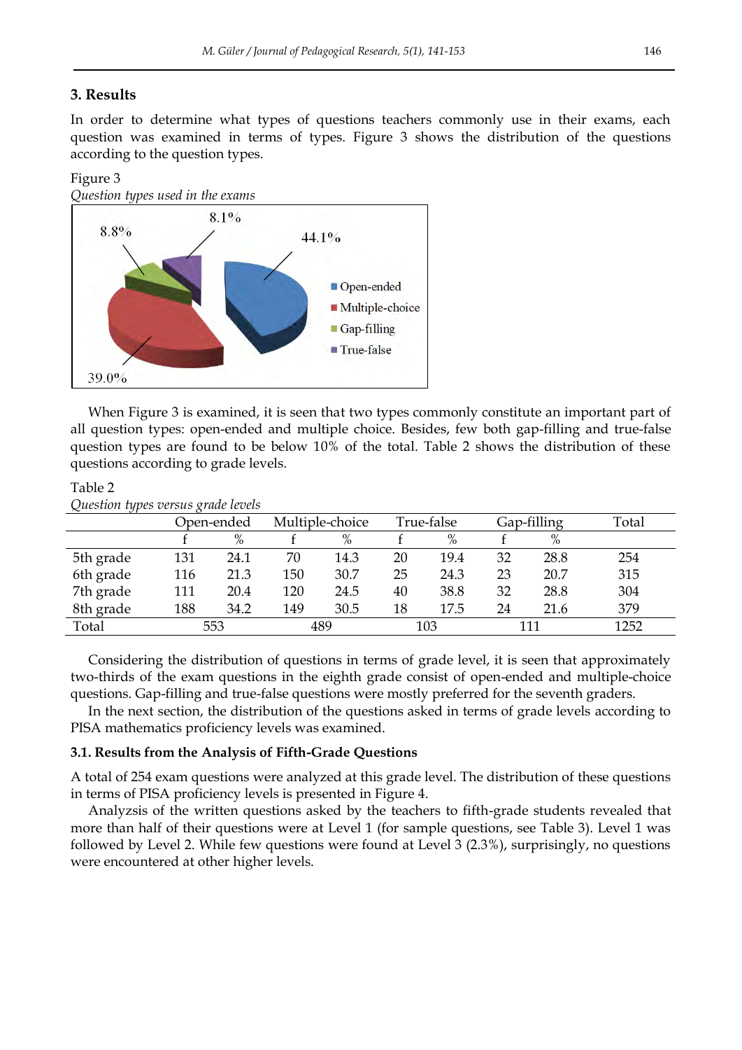## 3. Results

In order to determine what types of questions teachers commonly use in their exams, each question was examined in terms of types. Figure 3 shows the distribution of the questions according to the question types.

Figure 3
*Question types used in the exams*

When Figure 3 is examined, it is seen that two types commonly constitute an important part of all question types: open-ended and multiple choice. Besides, few both gap-filling and true-false question types are found to be below 10% of the total. Table 2 shows the distribution of these questions according to grade levels.

Table 2
*Question types versus grade levels*

| | Open-ended | | Multiple-choice | | True-false | | Gap-filling | | Total |
|---|---|---|---|---|---|---|---|---|---|
| | f | % | f | % | f | % | f | % | |
| 5th grade | 131 | 24.1 | 70 | 14.3 | 20 | 19.4 | 32 | 28.8 | 254 |
| 6th grade | 116 | 21.3 | 150 | 30.7 | 25 | 24.3 | 23 | 20.7 | 315 |
| 7th grade | 111 | 20.4 | 120 | 24.5 | 40 | 38.8 | 32 | 28.8 | 304 |
| 8th grade | 188 | 34.2 | 149 | 30.5 | 18 | 17.5 | 24 | 21.6 | 379 |
| Total | 553 | | 489 | | 103 | | 111 | | 1252 |

Considering the distribution of questions in terms of grade level, it is seen that approximately two-thirds of the exam questions in the eighth grade consist of open-ended and multiple-choice questions. Gap-filling and true-false questions were mostly preferred for the seventh graders.

In the next section, the distribution of the questions asked in terms of grade levels according to PISA mathematics proficiency levels was examined.

### 3.1. Results from the Analysis of Fifth-Grade Questions

A total of 254 exam questions were analyzed at this grade level. The distribution of these questions in terms of PISA proficiency levels is presented in Figure 4.

Analyzsis of the written questions asked by the teachers to fifth-grade students revealed that more than half of their questions were at Level 1 (for sample questions, see Table 3). Level 1 was followed by Level 2. While few questions were found at Level 3 (2.3%), surprisingly, no questions were encountered at other higher levels.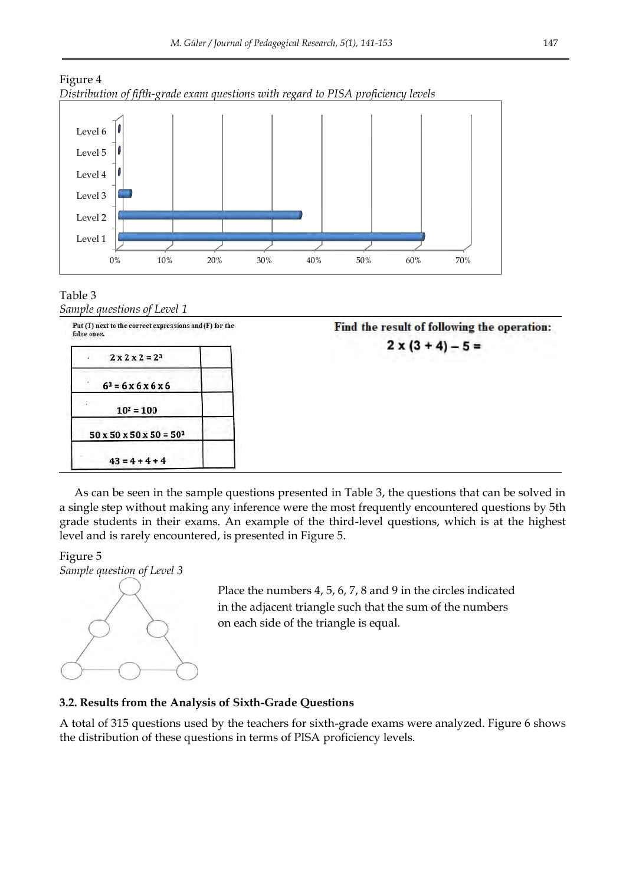Figure 4

*Distribution of fifth-grade exam questions with regard to PISA proficiency levels*

Table 3

*Sample questions of Level 1*

| Put (T) next to the correct expressions and (F) for the false ones. | | Find the result of following the operation: |
|---|---|---|
| $2 \times 2 \times 2 = 2^3$ | | $2 \times (3 + 4) - 5 =$ |
| $6^3 = 6 \times 6 \times 6 \times 6$ | | |
| $10^2 = 100$ | | |
| $50 \times 50 \times 50 \times 50 = 50^3$ | | |
| $43 = 4 + 4 + 4$ | | |

As can be seen in the sample questions presented in Table 3, the questions that can be solved in a single step without making any inference were the most frequently encountered questions by 5th grade students in their exams. An example of the third-level questions, which is at the highest level and is rarely encountered, is presented in Figure 5.

Figure 5

*Sample question of Level 3*

Place the numbers 4, 5, 6, 7, 8 and 9 in the circles indicated in the adjacent triangle such that the sum of the numbers on each side of the triangle is equal.

### 3.2. Results from the Analysis of Sixth-Grade Questions

A total of 315 questions used by the teachers for sixth-grade exams were analyzed. Figure 6 shows the distribution of these questions in terms of PISA proficiency levels.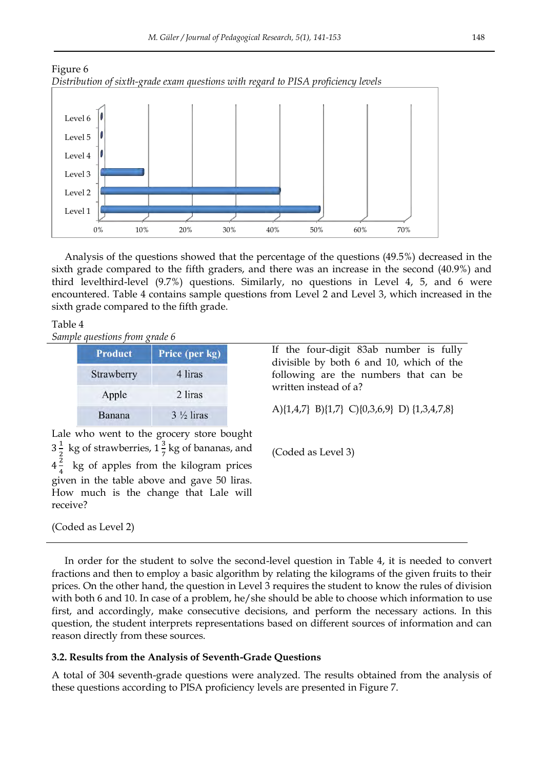Figure 6

*Distribution of sixth-grade exam questions with regard to PISA proficiency levels*

Analysis of the questions showed that the percentage of the questions (49.5%) decreased in the sixth grade compared to the fifth graders, and there was an increase in the second (40.9%) and third levelthird-level (9.7%) questions. Similarly, no questions in Level 4, 5, and 6 were encountered. Table 4 contains sample questions from Level 2 and Level 3, which increased in the sixth grade compared to the fifth grade.

Table 4

*Sample questions from grade 6*

| Product | Price (per kg) |
|---|---|
| Strawberry | 4 liras |
| Apple | 2 liras |
| Banana | 3 ½ liras |

Lale who went to the grocery store bought $3\frac{1}{2}$ kg of strawberries, $1\frac{3}{7}$ kg of bananas, and $4\frac{2}{4}$ kg of apples from the kilogram prices given in the table above and gave 50 liras. How much is the change that Lale will receive?

(Coded as Level 2)

If the four-digit 83ab number is fully divisible by both 6 and 10, which of the following are the numbers that can be written instead of a?

A){1,4,7} B){1,7} C){0,3,6,9} D) {1,3,4,7,8}

(Coded as Level 3)

In order for the student to solve the second-level question in Table 4, it is needed to convert fractions and then to employ a basic algorithm by relating the kilograms of the given fruits to their prices. On the other hand, the question in Level 3 requires the student to know the rules of division with both 6 and 10. In case of a problem, he/she should be able to choose which information to use first, and accordingly, make consecutive decisions, and perform the necessary actions. In this question, the student interprets representations based on different sources of information and can reason directly from these sources.

### 3.2. Results from the Analysis of Seventh-Grade Questions

A total of 304 seventh-grade questions were analyzed. The results obtained from the analysis of these questions according to PISA proficiency levels are presented in Figure 7.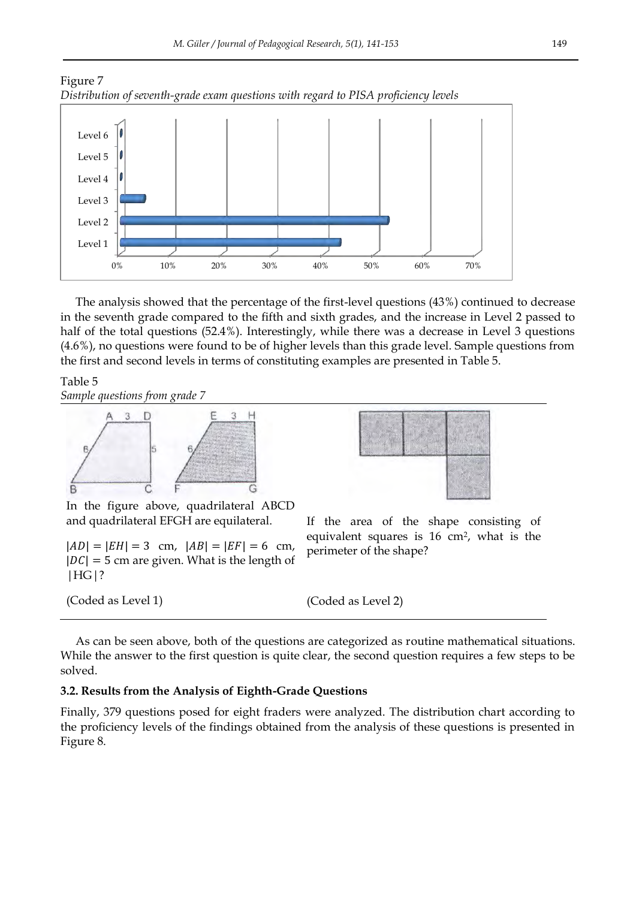Figure 7

*Distribution of seventh-grade exam questions with regard to PISA proficiency levels*

The analysis showed that the percentage of the first-level questions (43%) continued to decrease in the seventh grade compared to the fifth and sixth grades, and the increase in Level 2 passed to half of the total questions (52.4%). Interestingly, while there was a decrease in Level 3 questions (4.6%), no questions were found to be of higher levels than this grade level. Sample questions from the first and second levels in terms of constituting examples are presented in Table 5.

Table 5

*Sample questions from grade 7*

| | |
|---|---|
| In the figure above, quadrilateral ABCD and quadrilateral EFGH are equilateral. $\lvert AD\rvert = \lvert EH\rvert = 3$ cm, $\lvert AB\rvert = \lvert EF\rvert = 6$ cm, $\lvert DC\rvert = 5$ cm are given. What is the length of $\lvert HG\rvert$? | If the area of the shape consisting of equivalent squares is 16 cm$^2$, what is the perimeter of the shape? |
| (Coded as Level 1) | (Coded as Level 2) |

As can be seen above, both of the questions are categorized as routine mathematical situations. While the answer to the first question is quite clear, the second question requires a few steps to be solved.

### 3.2. Results from the Analysis of Eighth-Grade Questions

Finally, 379 questions posed for eight fraders were analyzed. The distribution chart according to the proficiency levels of the findings obtained from the analysis of these questions is presented in Figure 8.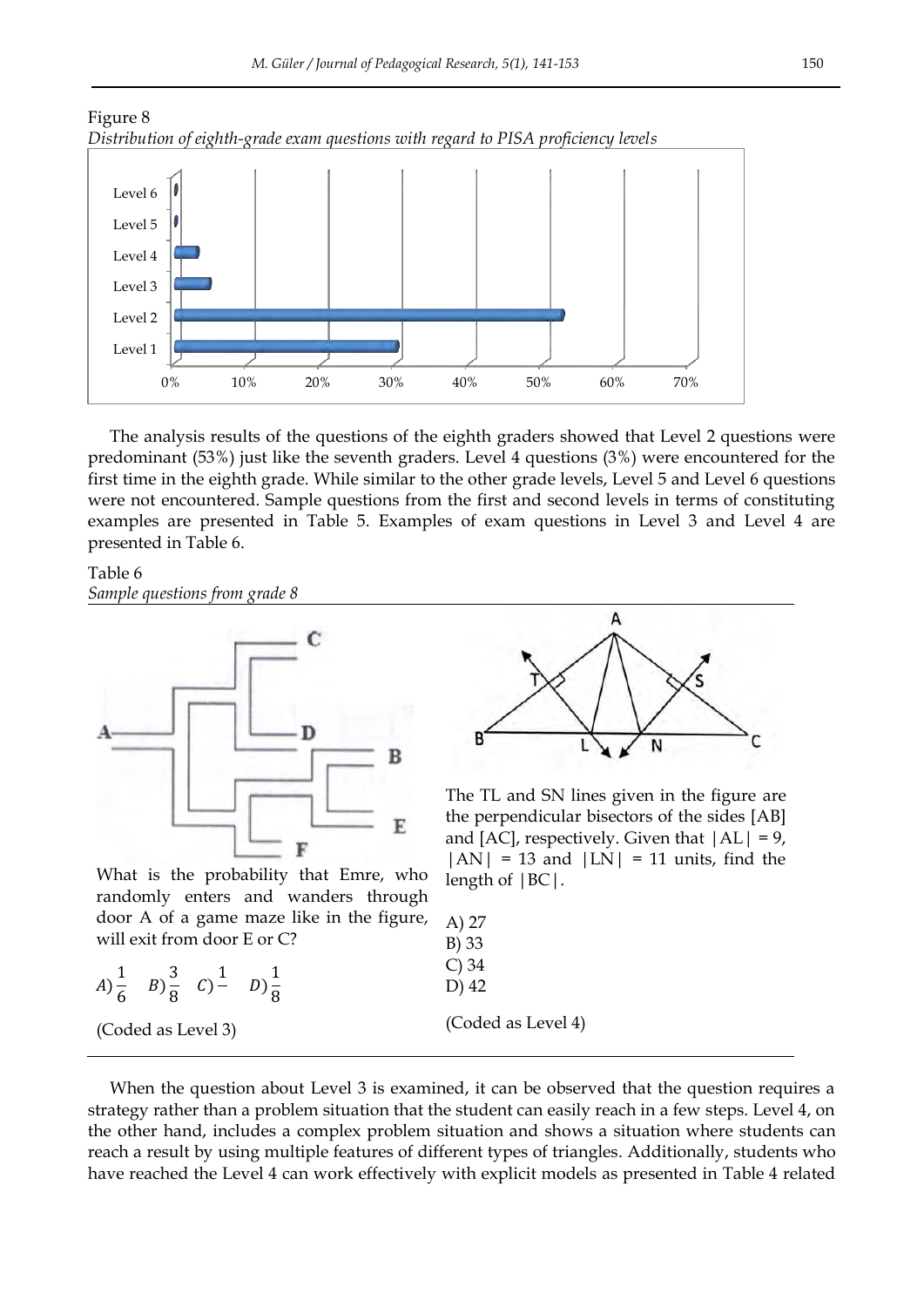Figure 8
*Distribution of eighth-grade exam questions with regard to PISA proficiency levels*

The analysis results of the questions of the eighth graders showed that Level 2 questions were predominant (53%) just like the seventh graders. Level 4 questions (3%) were encountered for the first time in the eighth grade. While similar to the other grade levels, Level 5 and Level 6 questions were not encountered. Sample questions from the first and second levels in terms of constituting examples are presented in Table 5. Examples of exam questions in Level 3 and Level 4 are presented in Table 6.

Table 6
*Sample questions from grade 8*

| | |
|---|---|
| What is the probability that Emre, who randomly enters and wanders through door A of a game maze like in the figure, will exit from door E or C? $A)\frac{1}{6}$ $B)\frac{3}{8}$ $C)\frac{1}{-}$ $D)\frac{1}{8}$ (Coded as Level 3) | The TL and SN lines given in the figure are the perpendicular bisectors of the sides [AB] and [AC], respectively. Given that $\|AL\| = 9$, $\|AN\| = 13$ and $\|LN\| = 11$ units, find the length of $\|BC\|$. A) 27 B) 33 C) 34 D) 42 (Coded as Level 4) |

When the question about Level 3 is examined, it can be observed that the question requires a strategy rather than a problem situation that the student can easily reach in a few steps. Level 4, on the other hand, includes a complex problem situation and shows a situation where students can reach a result by using multiple features of different types of triangles. Additionally, students who have reached the Level 4 can work effectively with explicit models as presented in Table 4 related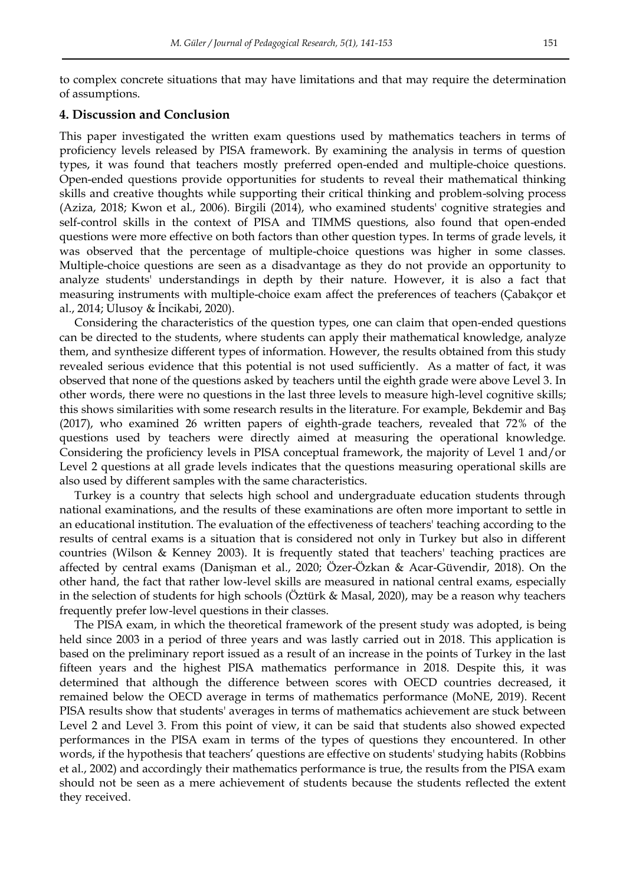to complex concrete situations that may have limitations and that may require the determination of assumptions.

## 4. Discussion and Conclusion

This paper investigated the written exam questions used by mathematics teachers in terms of proficiency levels released by PISA framework. By examining the analysis in terms of question types, it was found that teachers mostly preferred open-ended and multiple-choice questions. Open-ended questions provide opportunities for students to reveal their mathematical thinking skills and creative thoughts while supporting their critical thinking and problem-solving process (Aziza, 2018; Kwon et al., 2006). Birgili (2014), who examined students' cognitive strategies and self-control skills in the context of PISA and TIMMS questions, also found that open-ended questions were more effective on both factors than other question types. In terms of grade levels, it was observed that the percentage of multiple-choice questions was higher in some classes. Multiple-choice questions are seen as a disadvantage as they do not provide an opportunity to analyze students' understandings in depth by their nature. However, it is also a fact that measuring instruments with multiple-choice exam affect the preferences of teachers (Çabakçor et al., 2014; Ulusoy & İncikabi, 2020).

Considering the characteristics of the question types, one can claim that open-ended questions can be directed to the students, where students can apply their mathematical knowledge, analyze them, and synthesize different types of information. However, the results obtained from this study revealed serious evidence that this potential is not used sufficiently. As a matter of fact, it was observed that none of the questions asked by teachers until the eighth grade were above Level 3. In other words, there were no questions in the last three levels to measure high-level cognitive skills; this shows similarities with some research results in the literature. For example, Bekdemir and Baş (2017), who examined 26 written papers of eighth-grade teachers, revealed that 72% of the questions used by teachers were directly aimed at measuring the operational knowledge. Considering the proficiency levels in PISA conceptual framework, the majority of Level 1 and/or Level 2 questions at all grade levels indicates that the questions measuring operational skills are also used by different samples with the same characteristics.

Turkey is a country that selects high school and undergraduate education students through national examinations, and the results of these examinations are often more important to settle in an educational institution. The evaluation of the effectiveness of teachers' teaching according to the results of central exams is a situation that is considered not only in Turkey but also in different countries (Wilson & Kenney 2003). It is frequently stated that teachers' teaching practices are affected by central exams (Danişman et al., 2020; Özer-Özkan & Acar-Güvendir, 2018). On the other hand, the fact that rather low-level skills are measured in national central exams, especially in the selection of students for high schools (Öztürk & Masal, 2020), may be a reason why teachers frequently prefer low-level questions in their classes.

The PISA exam, in which the theoretical framework of the present study was adopted, is being held since 2003 in a period of three years and was lastly carried out in 2018. This application is based on the preliminary report issued as a result of an increase in the points of Turkey in the last fifteen years and the highest PISA mathematics performance in 2018. Despite this, it was determined that although the difference between scores with OECD countries decreased, it remained below the OECD average in terms of mathematics performance (MoNE, 2019). Recent PISA results show that students' averages in terms of mathematics achievement are stuck between Level 2 and Level 3. From this point of view, it can be said that students also showed expected performances in the PISA exam in terms of the types of questions they encountered. In other words, if the hypothesis that teachers' questions are effective on students' studying habits (Robbins et al., 2002) and accordingly their mathematics performance is true, the results from the PISA exam should not be seen as a mere achievement of students because the students reflected the extent they received.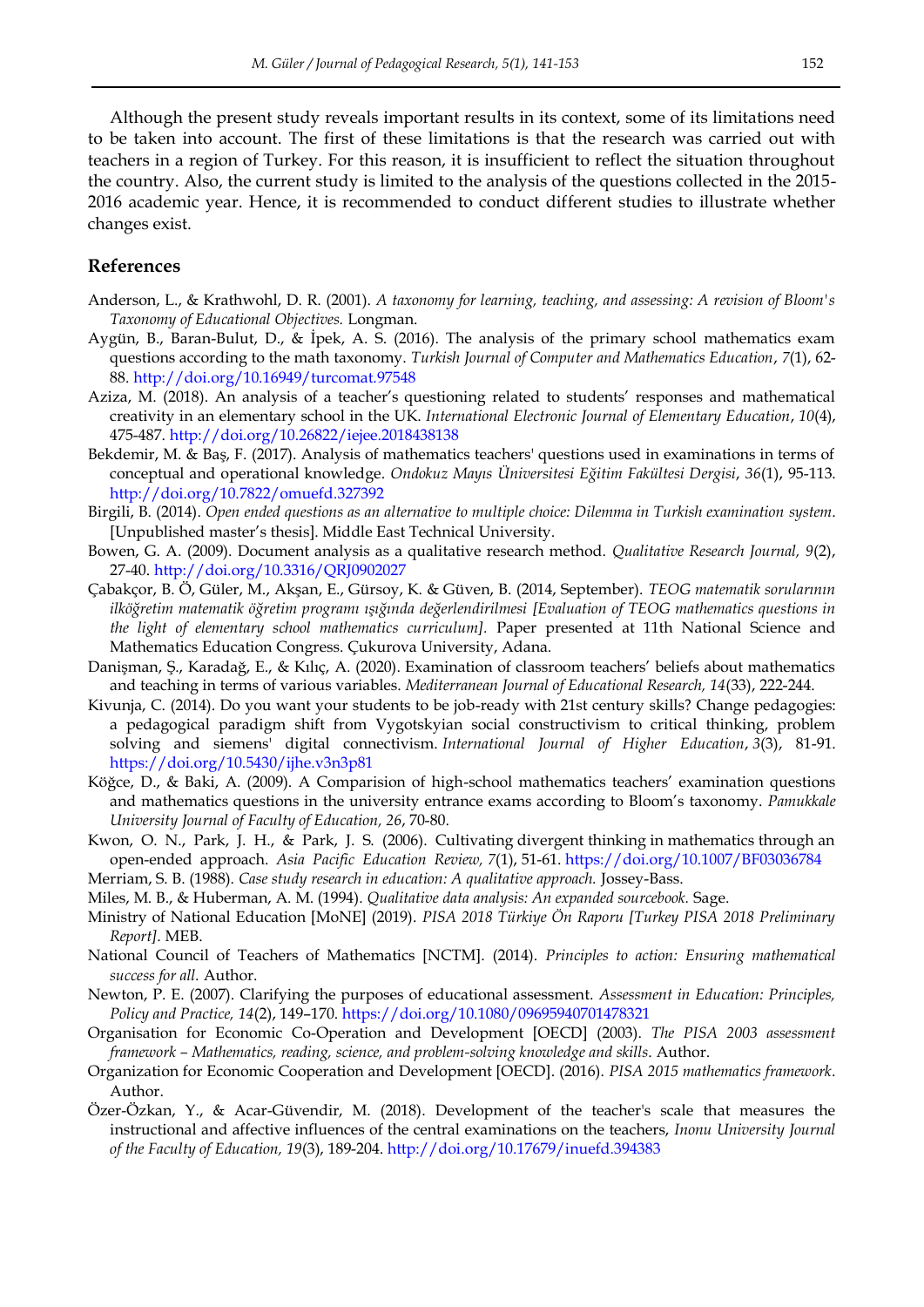Although the present study reveals important results in its context, some of its limitations need to be taken into account. The first of these limitations is that the research was carried out with teachers in a region of Turkey. For this reason, it is insufficient to reflect the situation throughout the country. Also, the current study is limited to the analysis of the questions collected in the 2015-2016 academic year. Hence, it is recommended to conduct different studies to illustrate whether changes exist.

## References

Anderson, L., & Krathwohl, D. R. (2001). *A taxonomy for learning, teaching, and assessing: A revision of Bloom's Taxonomy of Educational Objectives.* Longman.

Aygün, B., Baran-Bulut, D., & İpek, A. S. (2016). The analysis of the primary school mathematics exam questions according to the math taxonomy. *Turkish Journal of Computer and Mathematics Education*, *7*(1), 62-88. http://doi.org/10.16949/turcomat.97548

Aziza, M. (2018). An analysis of a teacher's questioning related to students' responses and mathematical creativity in an elementary school in the UK. *International Electronic Journal of Elementary Education*, *10*(4), 475-487. http://doi.org/10.26822/iejee.2018438138

Bekdemir, M. & Baş, F. (2017). Analysis of mathematics teachers' questions used in examinations in terms of conceptual and operational knowledge. *Ondokuz Mayıs Üniversitesi Eğitim Fakültesi Dergisi*, *36*(1), 95-113. http://doi.org/10.7822/omuefd.327392

Birgili, B. (2014). *Open ended questions as an alternative to multiple choice: Dilemma in Turkish examination system*. [Unpublished master's thesis]. Middle East Technical University.

Bowen, G. A. (2009). Document analysis as a qualitative research method. *Qualitative Research Journal, 9*(2), 27-40. http://doi.org/10.3316/QRJ0902027

Çabakçor, B. Ö, Güler, M., Akşan, E., Gürsoy, K. & Güven, B. (2014, September). *TEOG matematik sorularının ilköğretim matematik öğretim programı ışığında değerlendirilmesi [Evaluation of TEOG mathematics questions in the light of elementary school mathematics curriculum].* Paper presented at 11th National Science and Mathematics Education Congress. Çukurova University, Adana.

Danişman, Ş., Karadağ, E., & Kılıç, A. (2020). Examination of classroom teachers' beliefs about mathematics and teaching in terms of various variables. *Mediterranean Journal of Educational Research, 14*(33), 222-244.

Kivunja, C. (2014). Do you want your students to be job-ready with 21st century skills? Change pedagogies: a pedagogical paradigm shift from Vygotskyian social constructivism to critical thinking, problem solving and siemens' digital connectivism. *International Journal of Higher Education*, *3*(3), 81-91. https://doi.org/10.5430/ijhe.v3n3p81

Köğce, D., & Baki, A. (2009). A Comparision of high-school mathematics teachers' examination questions and mathematics questions in the university entrance exams according to Bloom's taxonomy. *Pamukkale University Journal of Faculty of Education, 26*, 70-80.

Kwon, O. N., Park, J. H., & Park, J. S. (2006). Cultivating divergent thinking in mathematics through an open-ended approach. *Asia Pacific Education Review, 7*(1), 51-61. https://doi.org/10.1007/BF03036784

Merriam, S. B. (1988). *Case study research in education: A qualitative approach.* Jossey-Bass.

Miles, M. B., & Huberman, A. M. (1994). *Qualitative data analysis: An expanded sourcebook.* Sage.

Ministry of National Education [MoNE] (2019). *PISA 2018 Türkiye Ön Raporu [Turkey PISA 2018 Preliminary Report]*. MEB.

National Council of Teachers of Mathematics [NCTM]. (2014). *Principles to action: Ensuring mathematical success for all.* Author.

Newton, P. E. (2007). Clarifying the purposes of educational assessment. *Assessment in Education: Principles, Policy and Practice, 14*(2), 149–170. https://doi.org/10.1080/09695940701478321

Organisation for Economic Co-Operation and Development [OECD] (2003). *The PISA 2003 assessment framework – Mathematics, reading, science, and problem-solving knowledge and skills*. Author.

Organization for Economic Cooperation and Development [OECD]. (2016). *PISA 2015 mathematics framework*. Author.

Özer-Özkan, Y., & Acar-Güvendir, M. (2018). Development of the teacher's scale that measures the instructional and affective influences of the central examinations on the teachers, *Inonu University Journal of the Faculty of Education, 19*(3), 189-204. http://doi.org/10.17679/inuefd.394383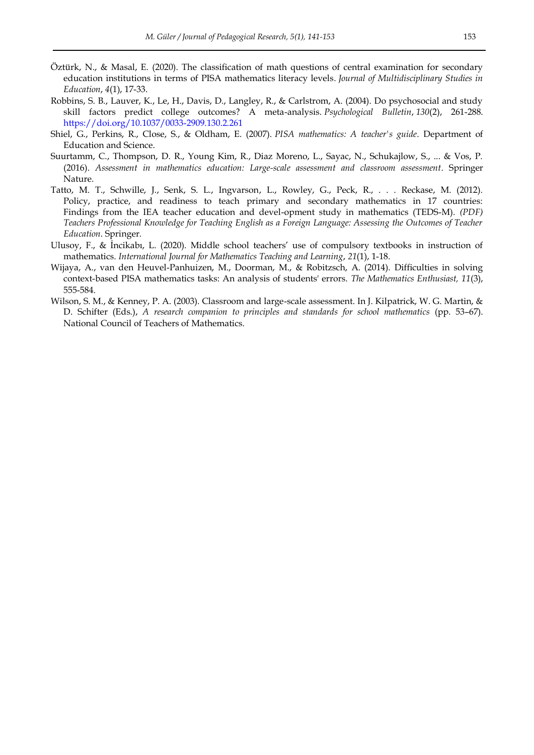Öztürk, N., & Masal, E. (2020). The classification of math questions of central examination for secondary education institutions in terms of PISA mathematics literacy levels. *Journal of Multidisciplinary Studies in Education*, *4*(1), 17-33.

Robbins, S. B., Lauver, K., Le, H., Davis, D., Langley, R., & Carlstrom, A. (2004). Do psychosocial and study skill factors predict college outcomes? A meta-analysis. *Psychological Bulletin*, *130*(2), 261-288. https://doi.org/10.1037/0033-2909.130.2.261

Shiel, G., Perkins, R., Close, S., & Oldham, E. (2007). *PISA mathematics: A teacher's guide*. Department of Education and Science.

Suurtamm, C., Thompson, D. R., Young Kim, R., Diaz Moreno, L., Sayac, N., Schukajlow, S., ... & Vos, P. (2016). *Assessment in mathematics education: Large-scale assessment and classroom assessment*. Springer Nature.

Tatto, M. T., Schwille, J., Senk, S. L., Ingvarson, L., Rowley, G., Peck, R., . . . Reckase, M. (2012). Policy, practice, and readiness to teach primary and secondary mathematics in 17 countries: Findings from the IEA teacher education and devel-opment study in mathematics (TEDS-M). *(PDF) Teachers Professional Knowledge for Teaching English as a Foreign Language: Assessing the Outcomes of Teacher Education*. Springer.

Ulusoy, F., & İncikabı, L. (2020). Middle school teachers' use of compulsory textbooks in instruction of mathematics. *International Journal for Mathematics Teaching and Learning*, *21*(1), 1-18.

Wijaya, A., van den Heuvel-Panhuizen, M., Doorman, M., & Robitzsch, A. (2014). Difficulties in solving context-based PISA mathematics tasks: An analysis of students' errors. *The Mathematics Enthusiast, 11*(3), 555-584.

Wilson, S. M., & Kenney, P. A. (2003). Classroom and large-scale assessment. In J. Kilpatrick, W. G. Martin, & D. Schifter (Eds.), *A research companion to principles and standards for school mathematics* (pp. 53–67). National Council of Teachers of Mathematics.